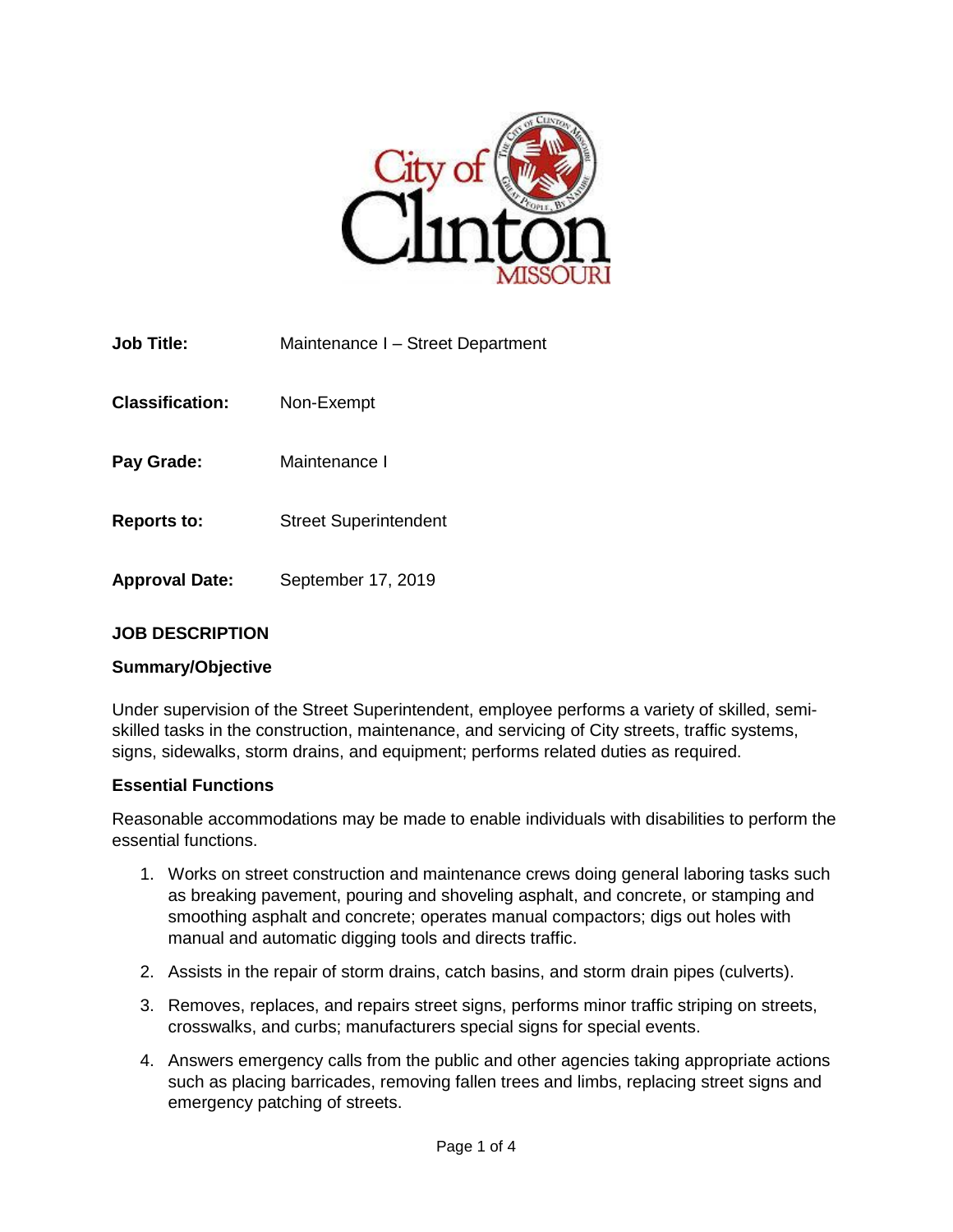**Job Title:** Maintenance I – Street Department

**Classification:** Non-Exempt

**Pay Grade:** Maintenance I

**Reports to:** Street Superintendent

**Approval Date:** September 17, 2019

## JOB DESCRIPTION

### Summary/Objective

Under supervision of the Street Superintendent, employee performs a variety of skilled, semi-skilled tasks in the construction, maintenance, and servicing of City streets, traffic systems, signs, sidewalks, storm drains, and equipment; performs related duties as required.

### Essential Functions

Reasonable accommodations may be made to enable individuals with disabilities to perform the essential functions.

1. Works on street construction and maintenance crews doing general laboring tasks such as breaking pavement, pouring and shoveling asphalt, and concrete, or stamping and smoothing asphalt and concrete; operates manual compactors; digs out holes with manual and automatic digging tools and directs traffic.
2. Assists in the repair of storm drains, catch basins, and storm drain pipes (culverts).
3. Removes, replaces, and repairs street signs, performs minor traffic striping on streets, crosswalks, and curbs; manufacturers special signs for special events.
4. Answers emergency calls from the public and other agencies taking appropriate actions such as placing barricades, removing fallen trees and limbs, replacing street signs and emergency patching of streets.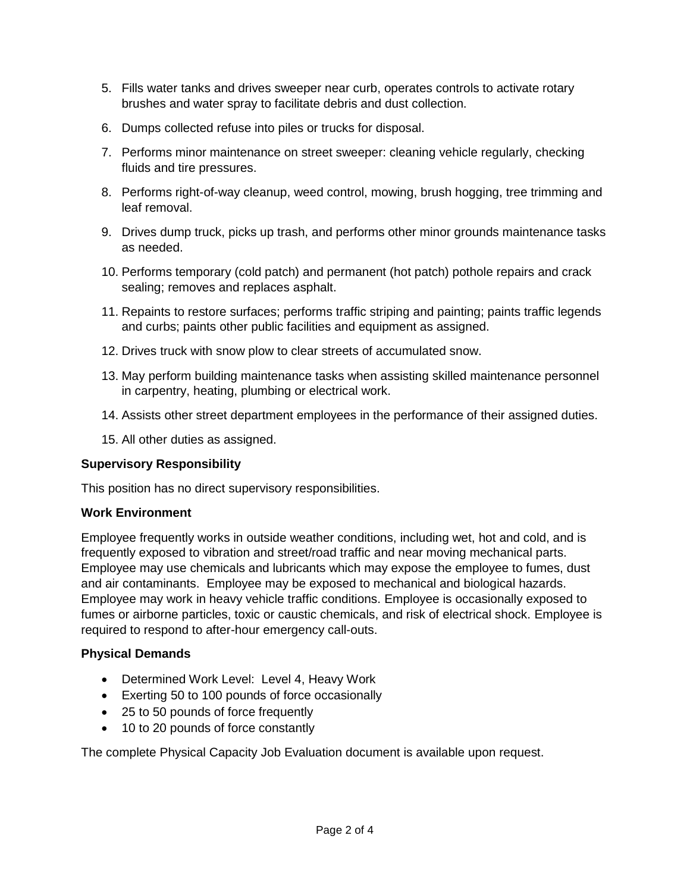5. Fills water tanks and drives sweeper near curb, operates controls to activate rotary brushes and water spray to facilitate debris and dust collection.
6. Dumps collected refuse into piles or trucks for disposal.
7. Performs minor maintenance on street sweeper: cleaning vehicle regularly, checking fluids and tire pressures.
8. Performs right-of-way cleanup, weed control, mowing, brush hogging, tree trimming and leaf removal.
9. Drives dump truck, picks up trash, and performs other minor grounds maintenance tasks as needed.
10. Performs temporary (cold patch) and permanent (hot patch) pothole repairs and crack sealing; removes and replaces asphalt.
11. Repaints to restore surfaces; performs traffic striping and painting; paints traffic legends and curbs; paints other public facilities and equipment as assigned.
12. Drives truck with snow plow to clear streets of accumulated snow.
13. May perform building maintenance tasks when assisting skilled maintenance personnel in carpentry, heating, plumbing or electrical work.
14. Assists other street department employees in the performance of their assigned duties.
15. All other duties as assigned.

**Supervisory Responsibility**

This position has no direct supervisory responsibilities.

**Work Environment**

Employee frequently works in outside weather conditions, including wet, hot and cold, and is frequently exposed to vibration and street/road traffic and near moving mechanical parts. Employee may use chemicals and lubricants which may expose the employee to fumes, dust and air contaminants. Employee may be exposed to mechanical and biological hazards. Employee may work in heavy vehicle traffic conditions. Employee is occasionally exposed to fumes or airborne particles, toxic or caustic chemicals, and risk of electrical shock. Employee is required to respond to after-hour emergency call-outs.

**Physical Demands**

- Determined Work Level: Level 4, Heavy Work
- Exerting 50 to 100 pounds of force occasionally
- 25 to 50 pounds of force frequently
- 10 to 20 pounds of force constantly

The complete Physical Capacity Job Evaluation document is available upon request.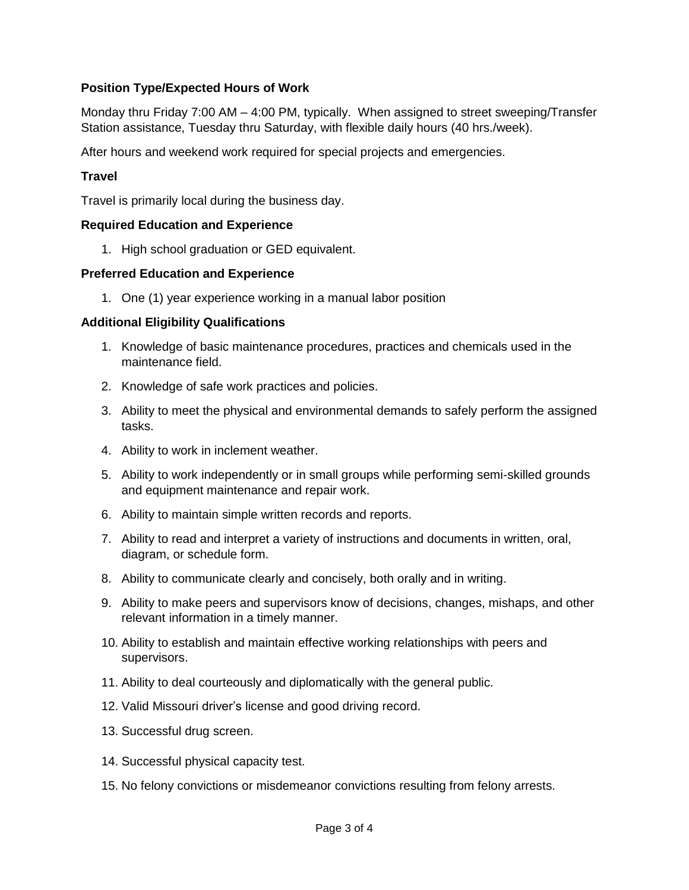**Position Type/Expected Hours of Work**

Monday thru Friday 7:00 AM – 4:00 PM, typically. When assigned to street sweeping/Transfer Station assistance, Tuesday thru Saturday, with flexible daily hours (40 hrs./week).

After hours and weekend work required for special projects and emergencies.

**Travel**

Travel is primarily local during the business day.

**Required Education and Experience**

1. High school graduation or GED equivalent.

**Preferred Education and Experience**

1. One (1) year experience working in a manual labor position

**Additional Eligibility Qualifications**

1. Knowledge of basic maintenance procedures, practices and chemicals used in the maintenance field.
2. Knowledge of safe work practices and policies.
3. Ability to meet the physical and environmental demands to safely perform the assigned tasks.
4. Ability to work in inclement weather.
5. Ability to work independently or in small groups while performing semi-skilled grounds and equipment maintenance and repair work.
6. Ability to maintain simple written records and reports.
7. Ability to read and interpret a variety of instructions and documents in written, oral, diagram, or schedule form.
8. Ability to communicate clearly and concisely, both orally and in writing.
9. Ability to make peers and supervisors know of decisions, changes, mishaps, and other relevant information in a timely manner.
10. Ability to establish and maintain effective working relationships with peers and supervisors.
11. Ability to deal courteously and diplomatically with the general public.
12. Valid Missouri driver's license and good driving record.
13. Successful drug screen.
14. Successful physical capacity test.
15. No felony convictions or misdemeanor convictions resulting from felony arrests.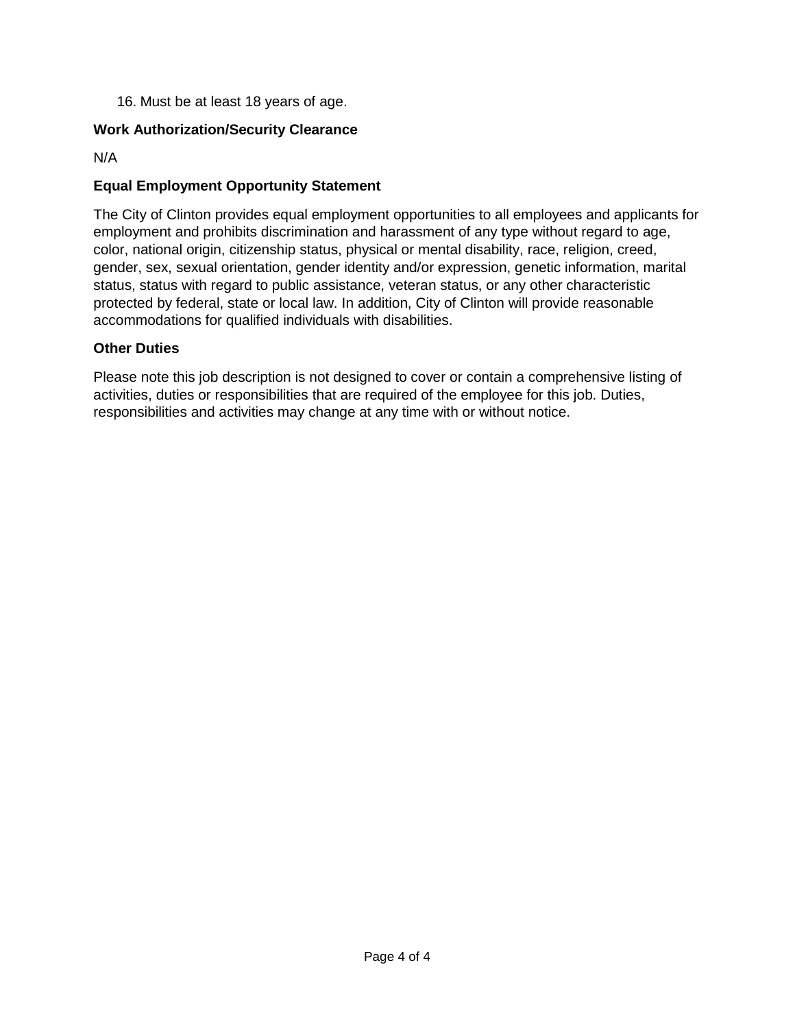16. Must be at least 18 years of age.

**Work Authorization/Security Clearance**

N/A

**Equal Employment Opportunity Statement**

The City of Clinton provides equal employment opportunities to all employees and applicants for employment and prohibits discrimination and harassment of any type without regard to age, color, national origin, citizenship status, physical or mental disability, race, religion, creed, gender, sex, sexual orientation, gender identity and/or expression, genetic information, marital status, status with regard to public assistance, veteran status, or any other characteristic protected by federal, state or local law. In addition, City of Clinton will provide reasonable accommodations for qualified individuals with disabilities.

**Other Duties**

Please note this job description is not designed to cover or contain a comprehensive listing of activities, duties or responsibilities that are required of the employee for this job. Duties, responsibilities and activities may change at any time with or without notice.